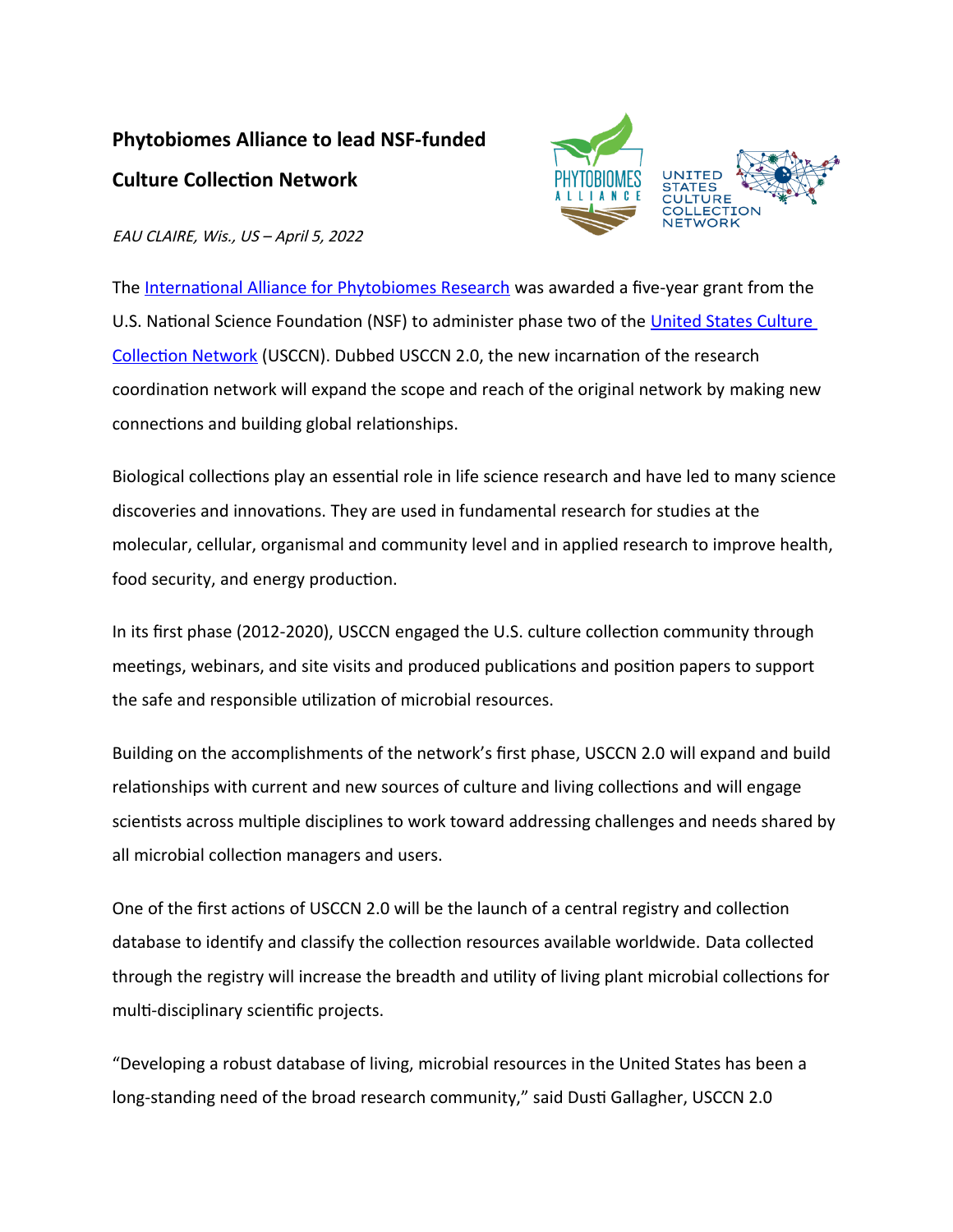# Phytobiomes Alliance to lead NSF-funded Culture Collection Network

*EAU CLAIRE, Wis., US – April 5, 2022*

The International Alliance for Phytobiomes Research was awarded a five-year grant from the U.S. National Science Foundation (NSF) to administer phase two of the United States Culture Collection Network (USCCN). Dubbed USCCN 2.0, the new incarnation of the research coordination network will expand the scope and reach of the original network by making new connections and building global relationships.

Biological collections play an essential role in life science research and have led to many science discoveries and innovations. They are used in fundamental research for studies at the molecular, cellular, organismal and community level and in applied research to improve health, food security, and energy production.

In its first phase (2012-2020), USCCN engaged the U.S. culture collection community through meetings, webinars, and site visits and produced publications and position papers to support the safe and responsible utilization of microbial resources.

Building on the accomplishments of the network's first phase, USCCN 2.0 will expand and build relationships with current and new sources of culture and living collections and will engage scientists across multiple disciplines to work toward addressing challenges and needs shared by all microbial collection managers and users.

One of the first actions of USCCN 2.0 will be the launch of a central registry and collection database to identify and classify the collection resources available worldwide. Data collected through the registry will increase the breadth and utility of living plant microbial collections for multi-disciplinary scientific projects.

"Developing a robust database of living, microbial resources in the United States has been a long-standing need of the broad research community," said Dusti Gallagher, USCCN 2.0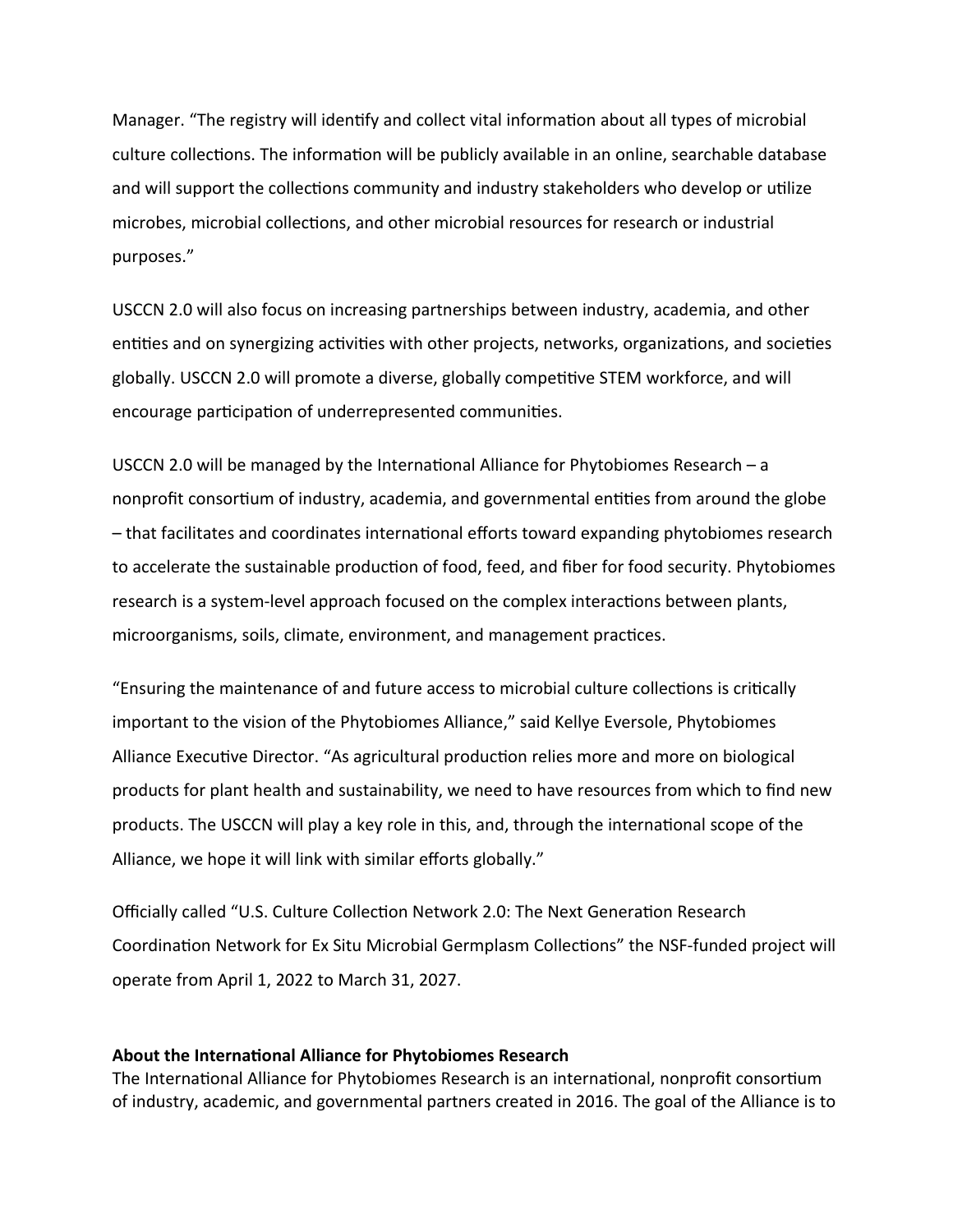Manager. “The registry will identify and collect vital information about all types of microbial culture collections. The information will be publicly available in an online, searchable database and will support the collections community and industry stakeholders who develop or utilize microbes, microbial collections, and other microbial resources for research or industrial purposes.”

USCCN 2.0 will also focus on increasing partnerships between industry, academia, and other entities and on synergizing activities with other projects, networks, organizations, and societies globally. USCCN 2.0 will promote a diverse, globally competitive STEM workforce, and will encourage participation of underrepresented communities.

USCCN 2.0 will be managed by the International Alliance for Phytobiomes Research – a nonprofit consortium of industry, academia, and governmental entities from around the globe – that facilitates and coordinates international efforts toward expanding phytobiomes research to accelerate the sustainable production of food, feed, and fiber for food security. Phytobiomes research is a system-level approach focused on the complex interactions between plants, microorganisms, soils, climate, environment, and management practices.

“Ensuring the maintenance of and future access to microbial culture collections is critically important to the vision of the Phytobiomes Alliance,” said Kellye Eversole, Phytobiomes Alliance Executive Director. “As agricultural production relies more and more on biological products for plant health and sustainability, we need to have resources from which to find new products. The USCCN will play a key role in this, and, through the international scope of the Alliance, we hope it will link with similar efforts globally.”

Officially called “U.S. Culture Collection Network 2.0: The Next Generation Research Coordination Network for Ex Situ Microbial Germplasm Collections” the NSF-funded project will operate from April 1, 2022 to March 31, 2027.

**About the International Alliance for Phytobiomes Research**
The International Alliance for Phytobiomes Research is an international, nonprofit consortium of industry, academic, and governmental partners created in 2016. The goal of the Alliance is to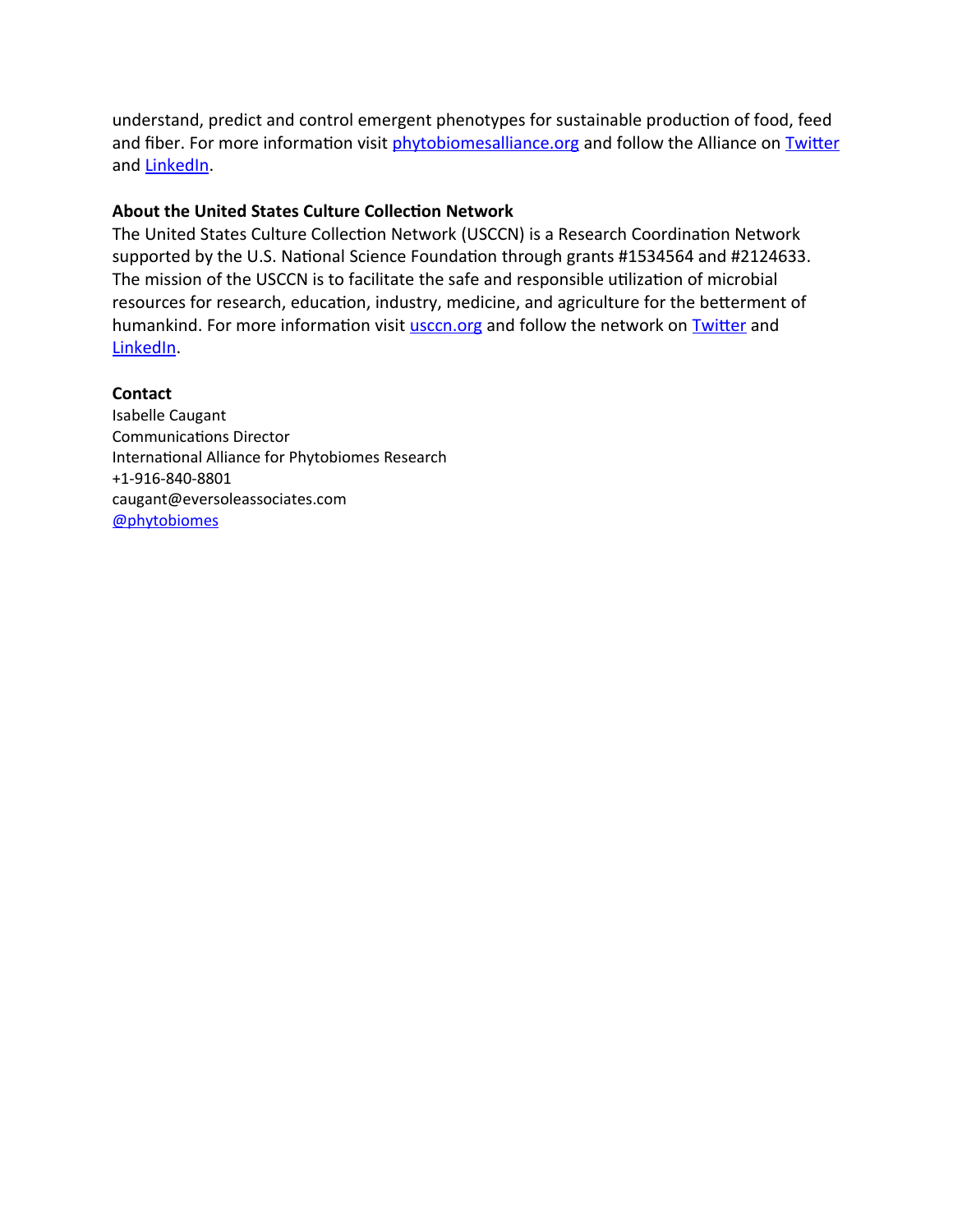understand, predict and control emergent phenotypes for sustainable production of food, feed and fiber. For more information visit [phytobiomesalliance.org](phytobiomesalliance.org) and follow the Alliance on [Twitter](Twitter) and [LinkedIn](LinkedIn).

**About the United States Culture Collection Network**

The United States Culture Collection Network (USCCN) is a Research Coordination Network supported by the U.S. National Science Foundation through grants #1534564 and #2124633. The mission of the USCCN is to facilitate the safe and responsible utilization of microbial resources for research, education, industry, medicine, and agriculture for the betterment of humankind. For more information visit [usccn.org](usccn.org) and follow the network on [Twitter](Twitter) and [LinkedIn](LinkedIn).

**Contact**

Isabelle Caugant
Communications Director
International Alliance for Phytobiomes Research
+1-916-840-8801
caugant@eversoleassociates.com
[@phytobiomes](@phytobiomes)